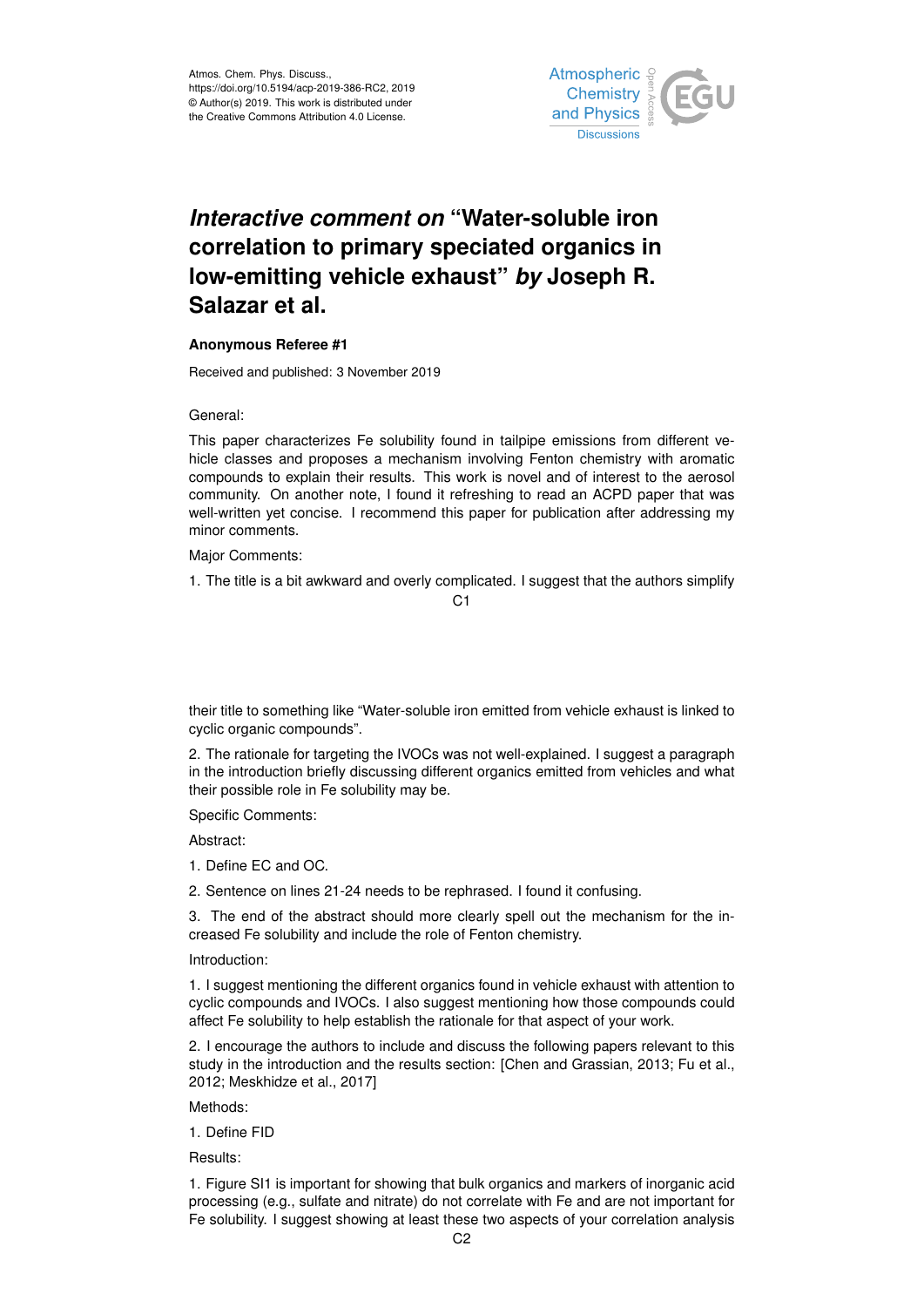Atmos. Chem. Phys. Discuss.,
https://doi.org/10.5194/acp-2019-386-RC2, 2019
© Author(s) 2019. This work is distributed under
the Creative Commons Attribution 4.0 License.

# *Interactive comment on* "Water-soluble iron correlation to primary speciated organics in low-emitting vehicle exhaust" *by* Joseph R. Salazar et al.

**Anonymous Referee #1**

Received and published: 3 November 2019

General:

This paper characterizes Fe solubility found in tailpipe emissions from different vehicle classes and proposes a mechanism involving Fenton chemistry with aromatic compounds to explain their results. This work is novel and of interest to the aerosol community. On another note, I found it refreshing to read an ACPD paper that was well-written yet concise. I recommend this paper for publication after addressing my minor comments.

Major Comments:

1. The title is a bit awkward and overly complicated. I suggest that the authors simplify their title to something like "Water-soluble iron emitted from vehicle exhaust is linked to cyclic organic compounds".

2. The rationale for targeting the IVOCs was not well-explained. I suggest a paragraph in the introduction briefly discussing different organics emitted from vehicles and what their possible role in Fe solubility may be.

Specific Comments:

Abstract:

1. Define EC and OC.

2. Sentence on lines 21-24 needs to be rephrased. I found it confusing.

3. The end of the abstract should more clearly spell out the mechanism for the increased Fe solubility and include the role of Fenton chemistry.

Introduction:

1. I suggest mentioning the different organics found in vehicle exhaust with attention to cyclic compounds and IVOCs. I also suggest mentioning how those compounds could affect Fe solubility to help establish the rationale for that aspect of your work.

2. I encourage the authors to include and discuss the following papers relevant to this study in the introduction and the results section: [Chen and Grassian, 2013; Fu et al., 2012; Meskhidze et al., 2017]

Methods:

1. Define FID

Results:

1. Figure SI1 is important for showing that bulk organics and markers of inorganic acid processing (e.g., sulfate and nitrate) do not correlate with Fe and are not important for Fe solubility. I suggest showing at least these two aspects of your correlation analysis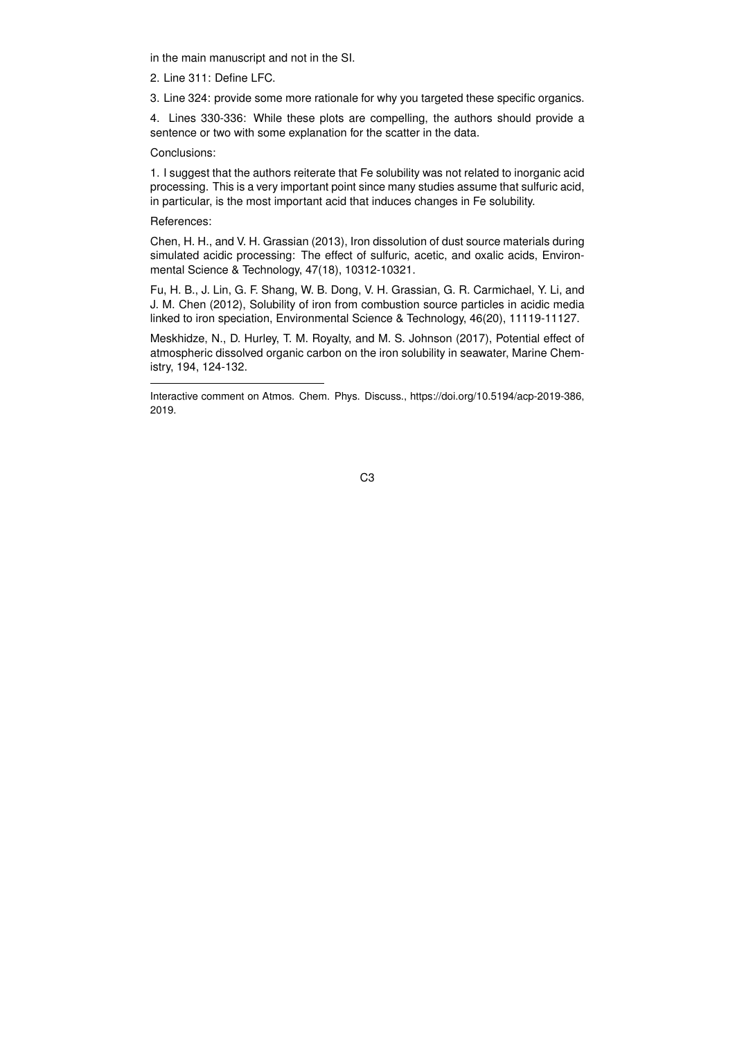in the main manuscript and not in the SI.

2. Line 311: Define LFC.

3. Line 324: provide some more rationale for why you targeted these specific organics.

4. Lines 330-336: While these plots are compelling, the authors should provide a sentence or two with some explanation for the scatter in the data.

Conclusions:

1. I suggest that the authors reiterate that Fe solubility was not related to inorganic acid processing. This is a very important point since many studies assume that sulfuric acid, in particular, is the most important acid that induces changes in Fe solubility.

References:

Chen, H. H., and V. H. Grassian (2013), Iron dissolution of dust source materials during simulated acidic processing: The effect of sulfuric, acetic, and oxalic acids, Environmental Science & Technology, 47(18), 10312-10321.

Fu, H. B., J. Lin, G. F. Shang, W. B. Dong, V. H. Grassian, G. R. Carmichael, Y. Li, and J. M. Chen (2012), Solubility of iron from combustion source particles in acidic media linked to iron speciation, Environmental Science & Technology, 46(20), 11119-11127.

Meskhidze, N., D. Hurley, T. M. Royalty, and M. S. Johnson (2017), Potential effect of atmospheric dissolved organic carbon on the iron solubility in seawater, Marine Chemistry, 194, 124-132.

---

Interactive comment on Atmos. Chem. Phys. Discuss., https://doi.org/10.5194/acp-2019-386, 2019.